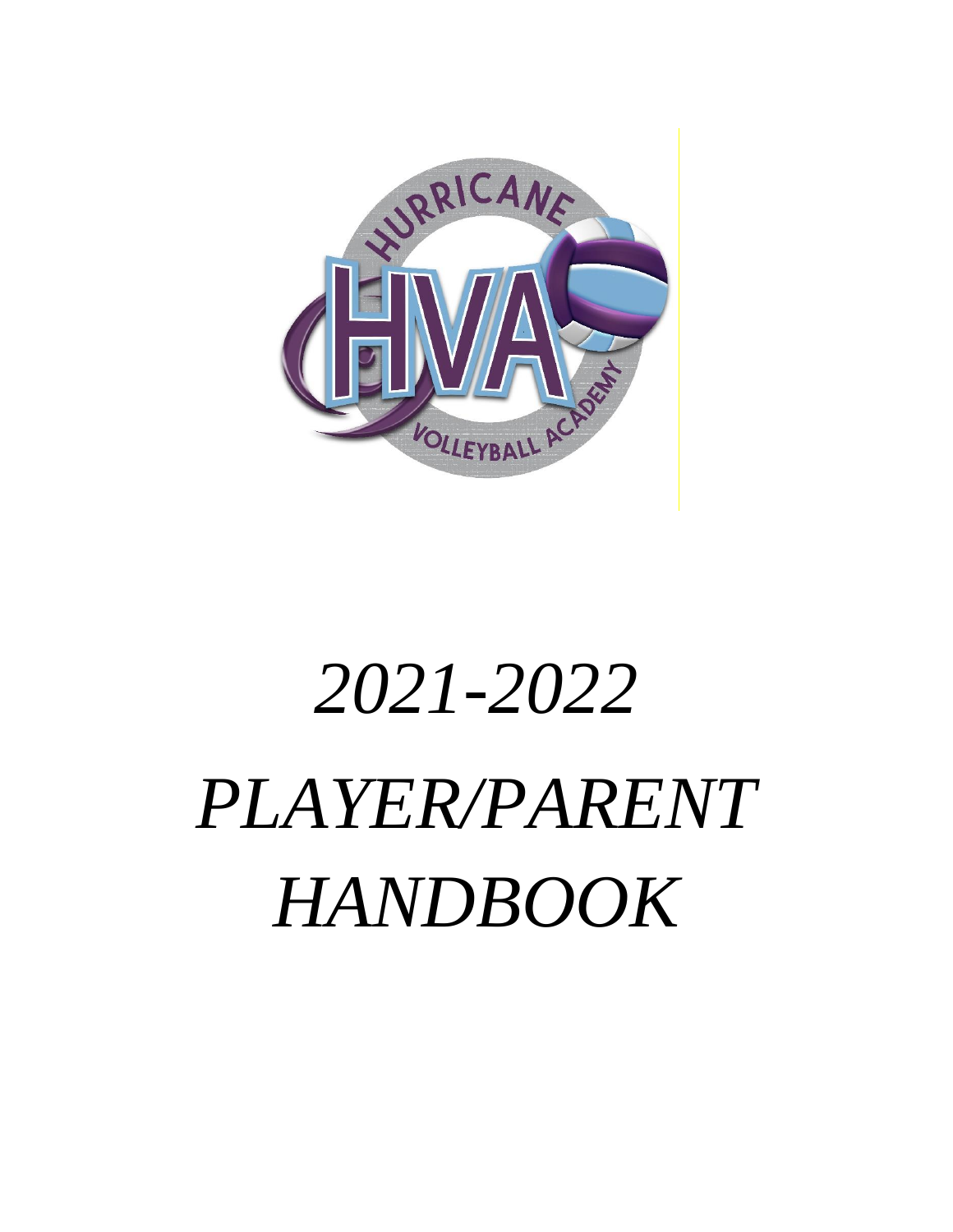*2021-2022*

*PLAYER/PARENT HANDBOOK*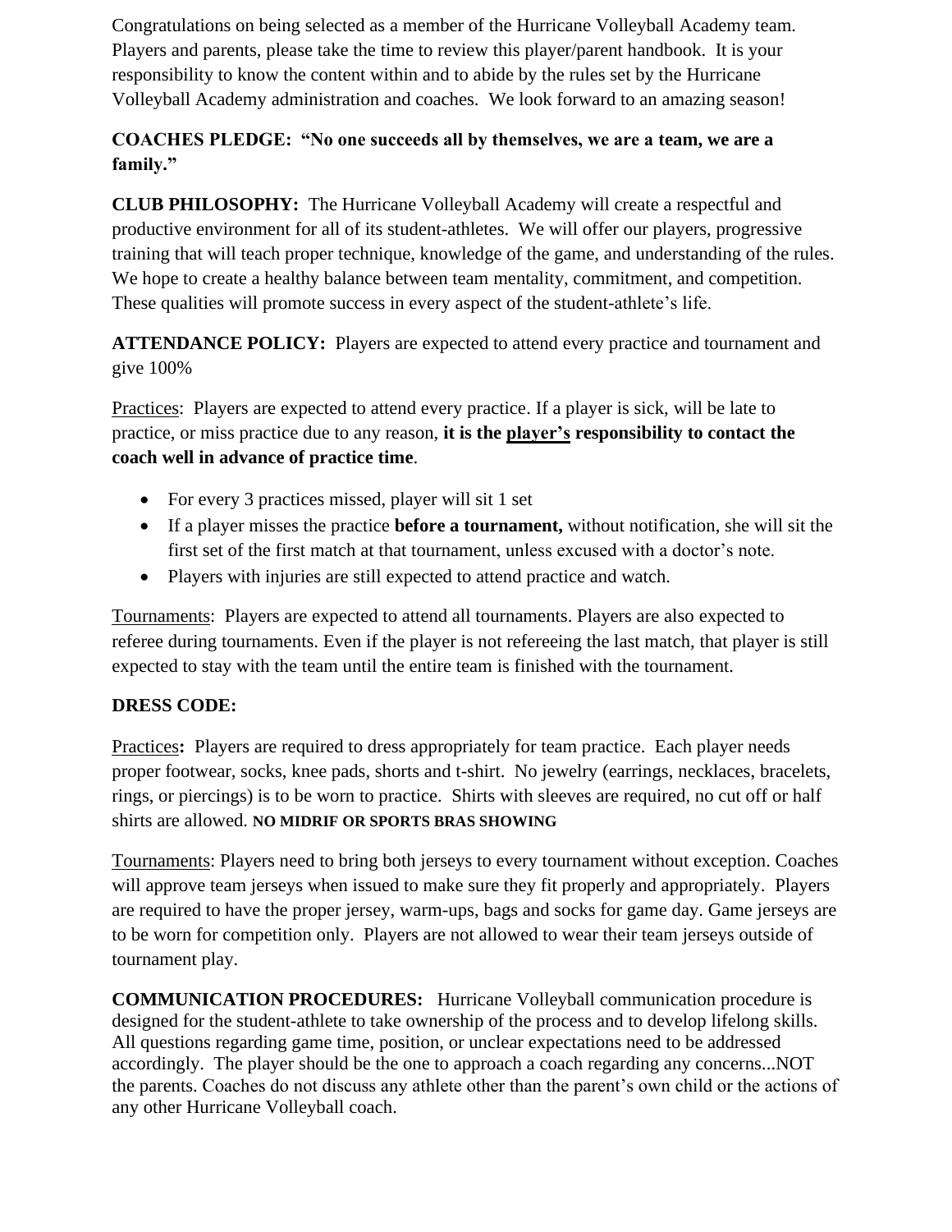Congratulations on being selected as a member of the Hurricane Volleyball Academy team. Players and parents, please take the time to review this player/parent handbook. It is your responsibility to know the content within and to abide by the rules set by the Hurricane Volleyball Academy administration and coaches. We look forward to an amazing season!

**COACHES PLEDGE: "No one succeeds all by themselves, we are a team, we are a family."**

**CLUB PHILOSOPHY:** The Hurricane Volleyball Academy will create a respectful and productive environment for all of its student-athletes. We will offer our players, progressive training that will teach proper technique, knowledge of the game, and understanding of the rules. We hope to create a healthy balance between team mentality, commitment, and competition. These qualities will promote success in every aspect of the student-athlete's life.

**ATTENDANCE POLICY:** Players are expected to attend every practice and tournament and give 100%

<u>Practices</u>: Players are expected to attend every practice. If a player is sick, will be late to practice, or miss practice due to any reason, **it is the <u>player's</u> responsibility to contact the coach well in advance of practice time**.

- For every 3 practices missed, player will sit 1 set
- If a player misses the practice **before a tournament,** without notification, she will sit the first set of the first match at that tournament, unless excused with a doctor's note.
- Players with injuries are still expected to attend practice and watch.

<u>Tournaments</u>: Players are expected to attend all tournaments. Players are also expected to referee during tournaments. Even if the player is not refereeing the last match, that player is still expected to stay with the team until the entire team is finished with the tournament.

**DRESS CODE:**

<u>Practices</u>**:** Players are required to dress appropriately for team practice. Each player needs proper footwear, socks, knee pads, shorts and t-shirt. No jewelry (earrings, necklaces, bracelets, rings, or piercings) is to be worn to practice. Shirts with sleeves are required, no cut off or half shirts are allowed. **NO MIDRIF OR SPORTS BRAS SHOWING**

<u>Tournaments</u>: Players need to bring both jerseys to every tournament without exception. Coaches will approve team jerseys when issued to make sure they fit properly and appropriately. Players are required to have the proper jersey, warm-ups, bags and socks for game day. Game jerseys are to be worn for competition only. Players are not allowed to wear their team jerseys outside of tournament play.

**COMMUNICATION PROCEDURES:** Hurricane Volleyball communication procedure is designed for the student-athlete to take ownership of the process and to develop lifelong skills. All questions regarding game time, position, or unclear expectations need to be addressed accordingly. The player should be the one to approach a coach regarding any concerns...NOT the parents. Coaches do not discuss any athlete other than the parent's own child or the actions of any other Hurricane Volleyball coach.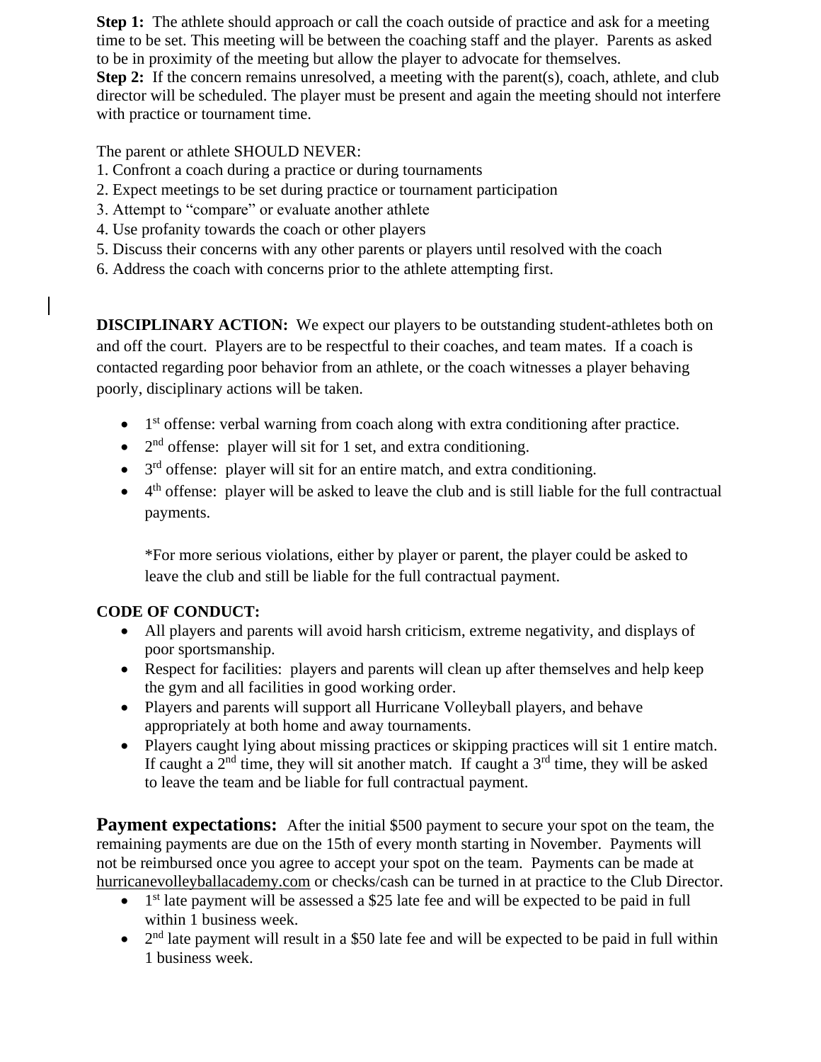**Step 1:** The athlete should approach or call the coach outside of practice and ask for a meeting time to be set. This meeting will be between the coaching staff and the player. Parents as asked to be in proximity of the meeting but allow the player to advocate for themselves.
**Step 2:** If the concern remains unresolved, a meeting with the parent(s), coach, athlete, and club director will be scheduled. The player must be present and again the meeting should not interfere with practice or tournament time.

The parent or athlete SHOULD NEVER:
1. Confront a coach during a practice or during tournaments
2. Expect meetings to be set during practice or tournament participation
3. Attempt to "compare" or evaluate another athlete
4. Use profanity towards the coach or other players
5. Discuss their concerns with any other parents or players until resolved with the coach
6. Address the coach with concerns prior to the athlete attempting first.

**DISCIPLINARY ACTION:** We expect our players to be outstanding student-athletes both on and off the court. Players are to be respectful to their coaches, and team mates. If a coach is contacted regarding poor behavior from an athlete, or the coach witnesses a player behaving poorly, disciplinary actions will be taken.

- 1st offense: verbal warning from coach along with extra conditioning after practice.
- 2nd offense: player will sit for 1 set, and extra conditioning.
- 3rd offense: player will sit for an entire match, and extra conditioning.
- 4th offense: player will be asked to leave the club and is still liable for the full contractual payments.

  *For more serious violations, either by player or parent, the player could be asked to leave the club and still be liable for the full contractual payment.

**CODE OF CONDUCT:**
- All players and parents will avoid harsh criticism, extreme negativity, and displays of poor sportsmanship.
- Respect for facilities: players and parents will clean up after themselves and help keep the gym and all facilities in good working order.
- Players and parents will support all Hurricane Volleyball players, and behave appropriately at both home and away tournaments.
- Players caught lying about missing practices or skipping practices will sit 1 entire match. If caught a 2nd time, they will sit another match. If caught a 3rd time, they will be asked to leave the team and be liable for full contractual payment.

**Payment expectations:** After the initial $500 payment to secure your spot on the team, the remaining payments are due on the 15th of every month starting in November. Payments will not be reimbursed once you agree to accept your spot on the team. Payments can be made at hurricanevolleyballacademy.com or checks/cash can be turned in at practice to the Club Director.
- 1st late payment will be assessed a $25 late fee and will be expected to be paid in full within 1 business week.
- 2nd late payment will result in a $50 late fee and will be expected to be paid in full within 1 business week.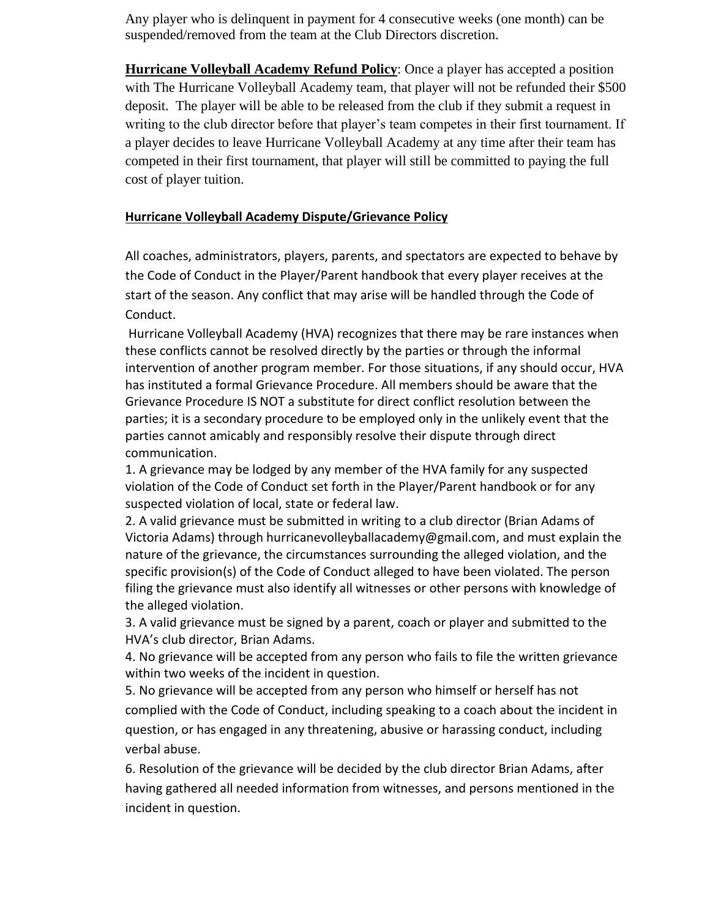Any player who is delinquent in payment for 4 consecutive weeks (one month) can be suspended/removed from the team at the Club Directors discretion.

**Hurricane Volleyball Academy Refund Policy**: Once a player has accepted a position with The Hurricane Volleyball Academy team, that player will not be refunded their $500 deposit. The player will be able to be released from the club if they submit a request in writing to the club director before that player's team competes in their first tournament. If a player decides to leave Hurricane Volleyball Academy at any time after their team has competed in their first tournament, that player will still be committed to paying the full cost of player tuition.

**Hurricane Volleyball Academy Dispute/Grievance Policy**

All coaches, administrators, players, parents, and spectators are expected to behave by the Code of Conduct in the Player/Parent handbook that every player receives at the start of the season. Any conflict that may arise will be handled through the Code of Conduct.

Hurricane Volleyball Academy (HVA) recognizes that there may be rare instances when these conflicts cannot be resolved directly by the parties or through the informal intervention of another program member. For those situations, if any should occur, HVA has instituted a formal Grievance Procedure. All members should be aware that the Grievance Procedure IS NOT a substitute for direct conflict resolution between the parties; it is a secondary procedure to be employed only in the unlikely event that the parties cannot amicably and responsibly resolve their dispute through direct communication.

1. A grievance may be lodged by any member of the HVA family for any suspected violation of the Code of Conduct set forth in the Player/Parent handbook or for any suspected violation of local, state or federal law.
2. A valid grievance must be submitted in writing to a club director (Brian Adams of Victoria Adams) through hurricanevolleyballacademy@gmail.com, and must explain the nature of the grievance, the circumstances surrounding the alleged violation, and the specific provision(s) of the Code of Conduct alleged to have been violated. The person filing the grievance must also identify all witnesses or other persons with knowledge of the alleged violation.
3. A valid grievance must be signed by a parent, coach or player and submitted to the HVA's club director, Brian Adams.
4. No grievance will be accepted from any person who fails to file the written grievance within two weeks of the incident in question.
5. No grievance will be accepted from any person who himself or herself has not complied with the Code of Conduct, including speaking to a coach about the incident in question, or has engaged in any threatening, abusive or harassing conduct, including verbal abuse.
6. Resolution of the grievance will be decided by the club director Brian Adams, after having gathered all needed information from witnesses, and persons mentioned in the incident in question.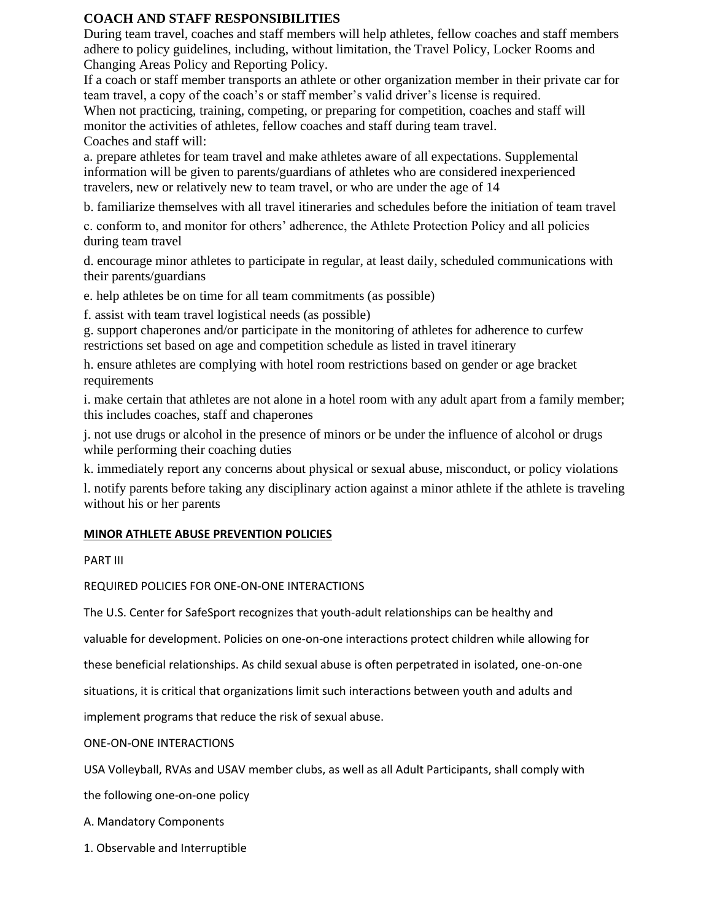## COACH AND STAFF RESPONSIBILITIES

During team travel, coaches and staff members will help athletes, fellow coaches and staff members adhere to policy guidelines, including, without limitation, the Travel Policy, Locker Rooms and Changing Areas Policy and Reporting Policy.

If a coach or staff member transports an athlete or other organization member in their private car for team travel, a copy of the coach's or staff member's valid driver's license is required.

When not practicing, training, competing, or preparing for competition, coaches and staff will monitor the activities of athletes, fellow coaches and staff during team travel.

Coaches and staff will:

a. prepare athletes for team travel and make athletes aware of all expectations. Supplemental information will be given to parents/guardians of athletes who are considered inexperienced travelers, new or relatively new to team travel, or who are under the age of 14

b. familiarize themselves with all travel itineraries and schedules before the initiation of team travel

c. conform to, and monitor for others' adherence, the Athlete Protection Policy and all policies during team travel

d. encourage minor athletes to participate in regular, at least daily, scheduled communications with their parents/guardians

e. help athletes be on time for all team commitments (as possible)

f. assist with team travel logistical needs (as possible)

g. support chaperones and/or participate in the monitoring of athletes for adherence to curfew restrictions set based on age and competition schedule as listed in travel itinerary

h. ensure athletes are complying with hotel room restrictions based on gender or age bracket requirements

i. make certain that athletes are not alone in a hotel room with any adult apart from a family member; this includes coaches, staff and chaperones

j. not use drugs or alcohol in the presence of minors or be under the influence of alcohol or drugs while performing their coaching duties

k. immediately report any concerns about physical or sexual abuse, misconduct, or policy violations

l. notify parents before taking any disciplinary action against a minor athlete if the athlete is traveling without his or her parents

## MINOR ATHLETE ABUSE PREVENTION POLICIES

PART III

REQUIRED POLICIES FOR ONE-ON-ONE INTERACTIONS

The U.S. Center for SafeSport recognizes that youth-adult relationships can be healthy and valuable for development. Policies on one-on-one interactions protect children while allowing for these beneficial relationships. As child sexual abuse is often perpetrated in isolated, one-on-one situations, it is critical that organizations limit such interactions between youth and adults and implement programs that reduce the risk of sexual abuse.

ONE-ON-ONE INTERACTIONS

USA Volleyball, RVAs and USAV member clubs, as well as all Adult Participants, shall comply with the following one-on-one policy

A. Mandatory Components

1. Observable and Interruptible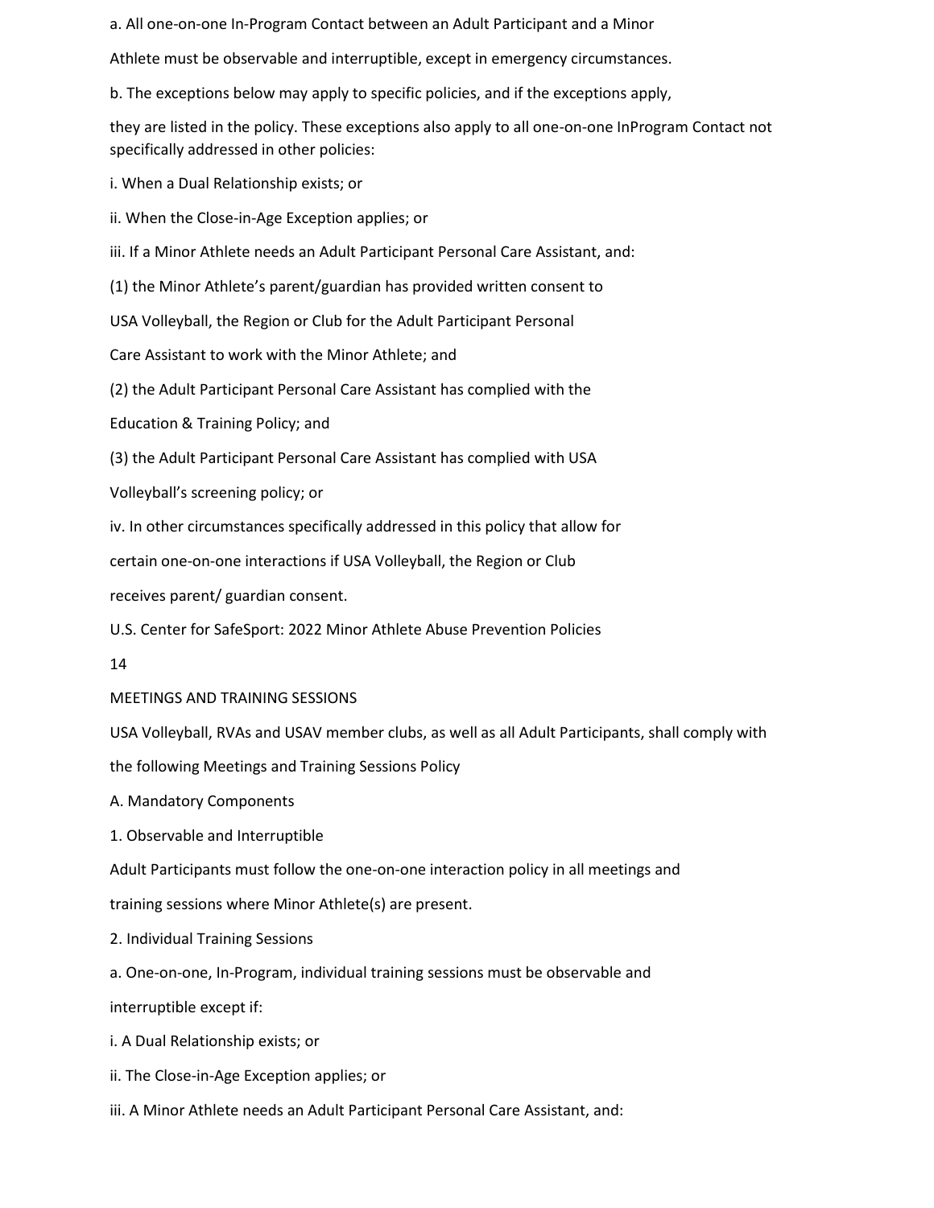a. All one-on-one In-Program Contact between an Adult Participant and a Minor Athlete must be observable and interruptible, except in emergency circumstances.

b. The exceptions below may apply to specific policies, and if the exceptions apply, they are listed in the policy. These exceptions also apply to all one-on-one InProgram Contact not specifically addressed in other policies:

i. When a Dual Relationship exists; or

ii. When the Close-in-Age Exception applies; or

iii. If a Minor Athlete needs an Adult Participant Personal Care Assistant, and:

(1) the Minor Athlete's parent/guardian has provided written consent to USA Volleyball, the Region or Club for the Adult Participant Personal Care Assistant to work with the Minor Athlete; and

(2) the Adult Participant Personal Care Assistant has complied with the Education & Training Policy; and

(3) the Adult Participant Personal Care Assistant has complied with USA Volleyball's screening policy; or

iv. In other circumstances specifically addressed in this policy that allow for certain one-on-one interactions if USA Volleyball, the Region or Club receives parent/ guardian consent.

U.S. Center for SafeSport: 2022 Minor Athlete Abuse Prevention Policies

14

## MEETINGS AND TRAINING SESSIONS

USA Volleyball, RVAs and USAV member clubs, as well as all Adult Participants, shall comply with the following Meetings and Training Sessions Policy

A. Mandatory Components

1. Observable and Interruptible

Adult Participants must follow the one-on-one interaction policy in all meetings and training sessions where Minor Athlete(s) are present.

2. Individual Training Sessions

a. One-on-one, In-Program, individual training sessions must be observable and interruptible except if:

i. A Dual Relationship exists; or

ii. The Close-in-Age Exception applies; or

iii. A Minor Athlete needs an Adult Participant Personal Care Assistant, and: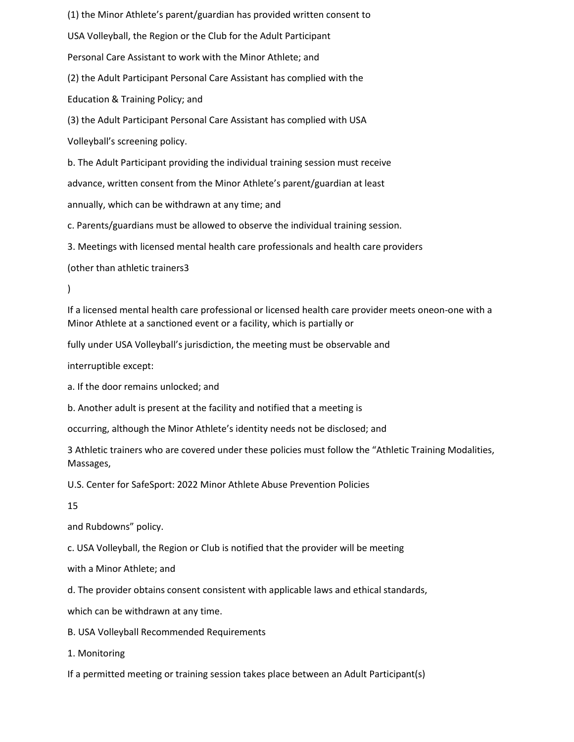(1) the Minor Athlete's parent/guardian has provided written consent to USA Volleyball, the Region or the Club for the Adult Participant Personal Care Assistant to work with the Minor Athlete; and

(2) the Adult Participant Personal Care Assistant has complied with the Education & Training Policy; and

(3) the Adult Participant Personal Care Assistant has complied with USA Volleyball's screening policy.

b. The Adult Participant providing the individual training session must receive advance, written consent from the Minor Athlete's parent/guardian at least annually, which can be withdrawn at any time; and

c. Parents/guardians must be allowed to observe the individual training session.

3. Meetings with licensed mental health care professionals and health care providers (other than athletic trainers[3])

If a licensed mental health care professional or licensed health care provider meets oneon-one with a Minor Athlete at a sanctioned event or a facility, which is partially or fully under USA Volleyball's jurisdiction, the meeting must be observable and interruptible except:

a. If the door remains unlocked; and

b. Another adult is present at the facility and notified that a meeting is occurring, although the Minor Athlete's identity needs not be disclosed; and

c. USA Volleyball, the Region or Club is notified that the provider will be meeting with a Minor Athlete; and

d. The provider obtains consent consistent with applicable laws and ethical standards, which can be withdrawn at any time.

B. USA Volleyball Recommended Requirements

1. Monitoring

If a permitted meeting or training session takes place between an Adult Participant(s)

[3] Athletic trainers who are covered under these policies must follow the "Athletic Training Modalities, Massages, and Rubdowns" policy.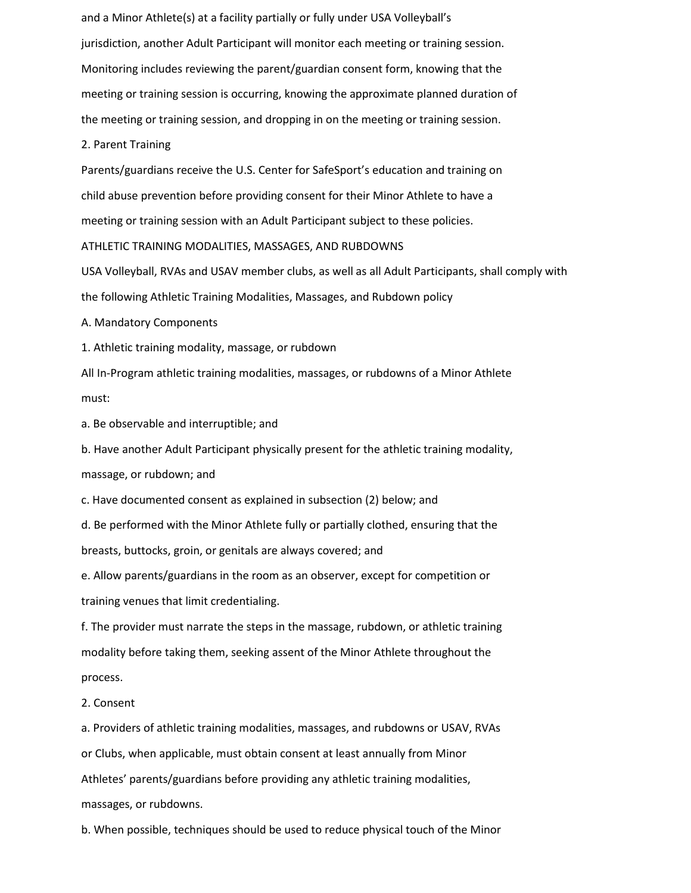and a Minor Athlete(s) at a facility partially or fully under USA Volleyball's jurisdiction, another Adult Participant will monitor each meeting or training session. Monitoring includes reviewing the parent/guardian consent form, knowing that the meeting or training session is occurring, knowing the approximate planned duration of the meeting or training session, and dropping in on the meeting or training session.

2. Parent Training

Parents/guardians receive the U.S. Center for SafeSport's education and training on child abuse prevention before providing consent for their Minor Athlete to have a meeting or training session with an Adult Participant subject to these policies.

ATHLETIC TRAINING MODALITIES, MASSAGES, AND RUBDOWNS

USA Volleyball, RVAs and USAV member clubs, as well as all Adult Participants, shall comply with the following Athletic Training Modalities, Massages, and Rubdown policy

A. Mandatory Components

1. Athletic training modality, massage, or rubdown

All In-Program athletic training modalities, massages, or rubdowns of a Minor Athlete must:

a. Be observable and interruptible; and

b. Have another Adult Participant physically present for the athletic training modality, massage, or rubdown; and

c. Have documented consent as explained in subsection (2) below; and

d. Be performed with the Minor Athlete fully or partially clothed, ensuring that the breasts, buttocks, groin, or genitals are always covered; and

e. Allow parents/guardians in the room as an observer, except for competition or training venues that limit credentialing.

f. The provider must narrate the steps in the massage, rubdown, or athletic training modality before taking them, seeking assent of the Minor Athlete throughout the process.

2. Consent

a. Providers of athletic training modalities, massages, and rubdowns or USAV, RVAs or Clubs, when applicable, must obtain consent at least annually from Minor Athletes' parents/guardians before providing any athletic training modalities, massages, or rubdowns.

b. When possible, techniques should be used to reduce physical touch of the Minor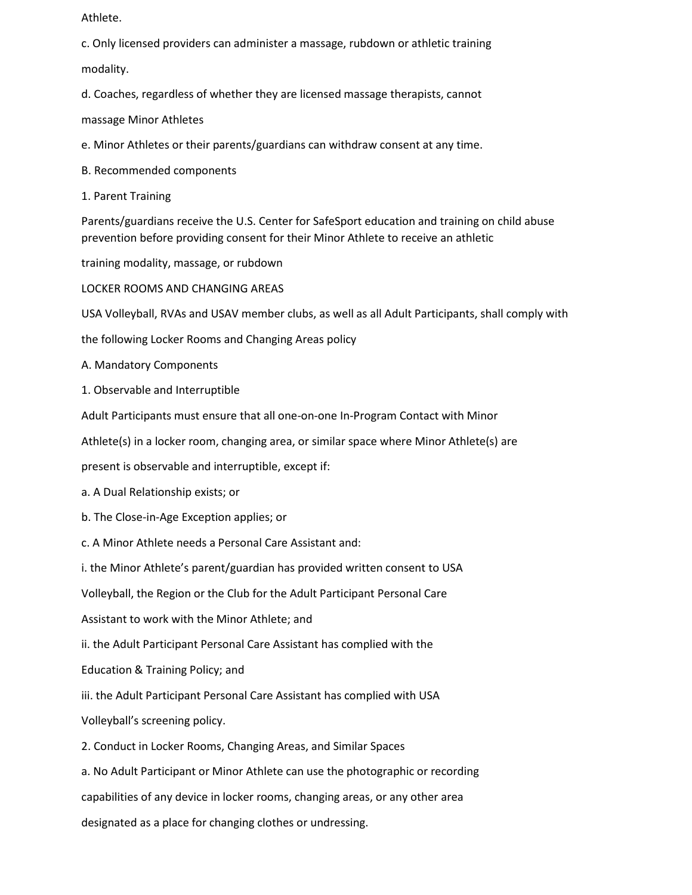Athlete.

c. Only licensed providers can administer a massage, rubdown or athletic training modality.

d. Coaches, regardless of whether they are licensed massage therapists, cannot massage Minor Athletes

e. Minor Athletes or their parents/guardians can withdraw consent at any time.

B. Recommended components

1. Parent Training

Parents/guardians receive the U.S. Center for SafeSport education and training on child abuse prevention before providing consent for their Minor Athlete to receive an athletic training modality, massage, or rubdown

## LOCKER ROOMS AND CHANGING AREAS

USA Volleyball, RVAs and USAV member clubs, as well as all Adult Participants, shall comply with the following Locker Rooms and Changing Areas policy

A. Mandatory Components

1. Observable and Interruptible

Adult Participants must ensure that all one-on-one In-Program Contact with Minor Athlete(s) in a locker room, changing area, or similar space where Minor Athlete(s) are present is observable and interruptible, except if:

a. A Dual Relationship exists; or

b. The Close-in-Age Exception applies; or

c. A Minor Athlete needs a Personal Care Assistant and:

i. the Minor Athlete's parent/guardian has provided written consent to USA Volleyball, the Region or the Club for the Adult Participant Personal Care Assistant to work with the Minor Athlete; and

ii. the Adult Participant Personal Care Assistant has complied with the Education & Training Policy; and

iii. the Adult Participant Personal Care Assistant has complied with USA Volleyball's screening policy.

2. Conduct in Locker Rooms, Changing Areas, and Similar Spaces

a. No Adult Participant or Minor Athlete can use the photographic or recording capabilities of any device in locker rooms, changing areas, or any other area designated as a place for changing clothes or undressing.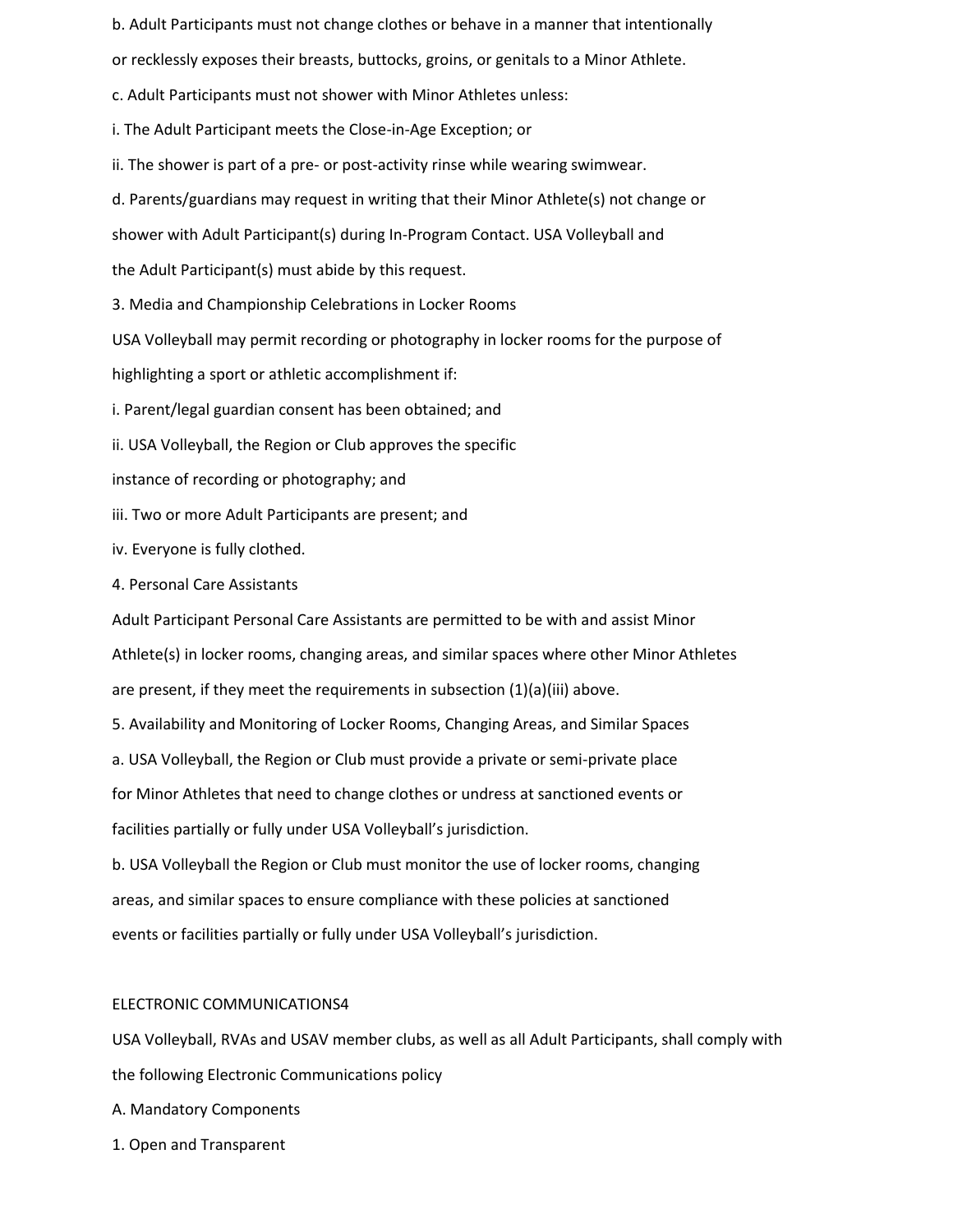b. Adult Participants must not change clothes or behave in a manner that intentionally or recklessly exposes their breasts, buttocks, groins, or genitals to a Minor Athlete.

c. Adult Participants must not shower with Minor Athletes unless:

i. The Adult Participant meets the Close-in-Age Exception; or

ii. The shower is part of a pre- or post-activity rinse while wearing swimwear.

d. Parents/guardians may request in writing that their Minor Athlete(s) not change or shower with Adult Participant(s) during In-Program Contact. USA Volleyball and the Adult Participant(s) must abide by this request.

3. Media and Championship Celebrations in Locker Rooms

USA Volleyball may permit recording or photography in locker rooms for the purpose of highlighting a sport or athletic accomplishment if:

i. Parent/legal guardian consent has been obtained; and

ii. USA Volleyball, the Region or Club approves the specific instance of recording or photography; and

iii. Two or more Adult Participants are present; and

iv. Everyone is fully clothed.

4. Personal Care Assistants

Adult Participant Personal Care Assistants are permitted to be with and assist Minor Athlete(s) in locker rooms, changing areas, and similar spaces where other Minor Athletes are present, if they meet the requirements in subsection (1)(a)(iii) above.

5. Availability and Monitoring of Locker Rooms, Changing Areas, and Similar Spaces

a. USA Volleyball, the Region or Club must provide a private or semi-private place for Minor Athletes that need to change clothes or undress at sanctioned events or facilities partially or fully under USA Volleyball's jurisdiction.

b. USA Volleyball the Region or Club must monitor the use of locker rooms, changing areas, and similar spaces to ensure compliance with these policies at sanctioned events or facilities partially or fully under USA Volleyball's jurisdiction.

## ELECTRONIC COMMUNICATIONS[4]

USA Volleyball, RVAs and USAV member clubs, as well as all Adult Participants, shall comply with the following Electronic Communications policy

A. Mandatory Components

1. Open and Transparent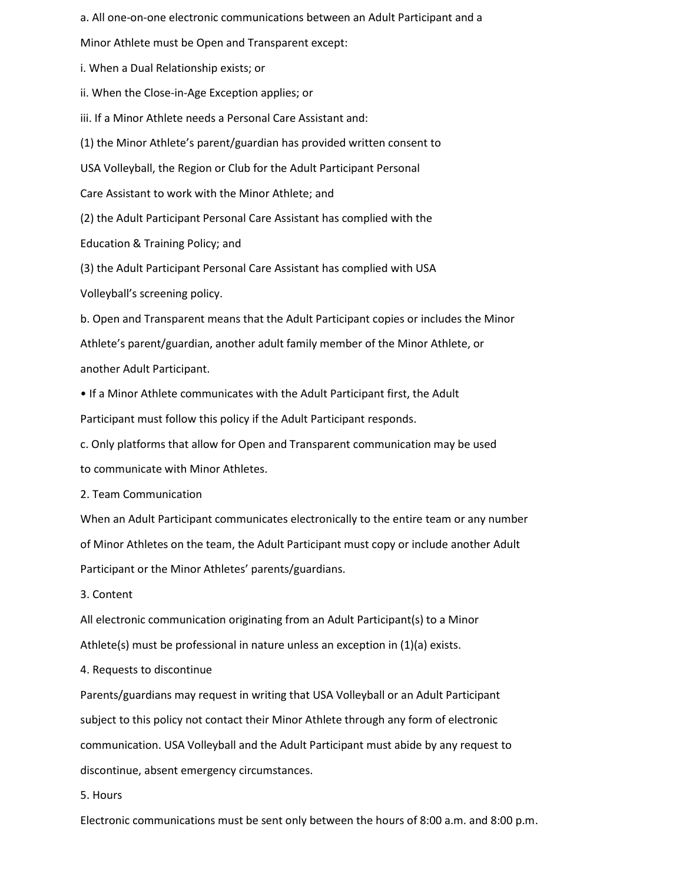a. All one-on-one electronic communications between an Adult Participant and a Minor Athlete must be Open and Transparent except:

i. When a Dual Relationship exists; or

ii. When the Close-in-Age Exception applies; or

iii. If a Minor Athlete needs a Personal Care Assistant and:

(1) the Minor Athlete's parent/guardian has provided written consent to USA Volleyball, the Region or Club for the Adult Participant Personal Care Assistant to work with the Minor Athlete; and

(2) the Adult Participant Personal Care Assistant has complied with the Education & Training Policy; and

(3) the Adult Participant Personal Care Assistant has complied with USA Volleyball's screening policy.

b. Open and Transparent means that the Adult Participant copies or includes the Minor Athlete's parent/guardian, another adult family member of the Minor Athlete, or another Adult Participant.

- If a Minor Athlete communicates with the Adult Participant first, the Adult Participant must follow this policy if the Adult Participant responds.

c. Only platforms that allow for Open and Transparent communication may be used to communicate with Minor Athletes.

2. Team Communication

When an Adult Participant communicates electronically to the entire team or any number of Minor Athletes on the team, the Adult Participant must copy or include another Adult Participant or the Minor Athletes' parents/guardians.

3. Content

All electronic communication originating from an Adult Participant(s) to a Minor Athlete(s) must be professional in nature unless an exception in (1)(a) exists.

4. Requests to discontinue

Parents/guardians may request in writing that USA Volleyball or an Adult Participant subject to this policy not contact their Minor Athlete through any form of electronic communication. USA Volleyball and the Adult Participant must abide by any request to discontinue, absent emergency circumstances.

5. Hours

Electronic communications must be sent only between the hours of 8:00 a.m. and 8:00 p.m.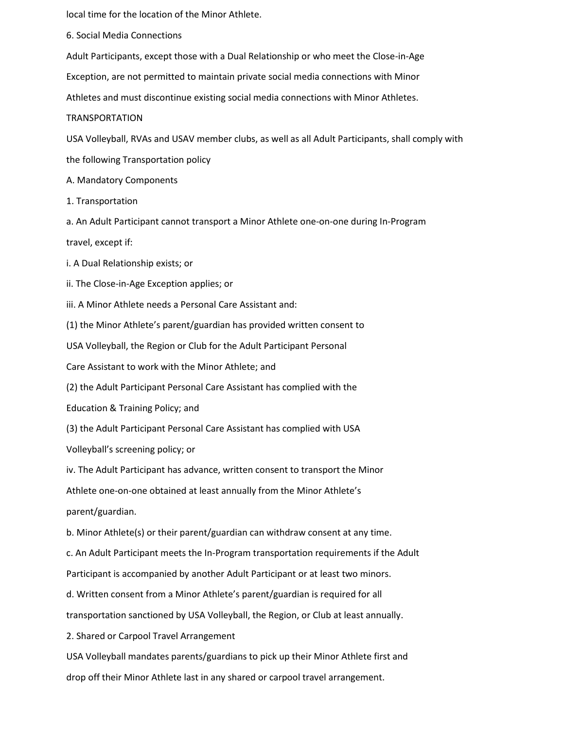local time for the location of the Minor Athlete.

6. Social Media Connections

Adult Participants, except those with a Dual Relationship or who meet the Close-in-Age Exception, are not permitted to maintain private social media connections with Minor Athletes and must discontinue existing social media connections with Minor Athletes.

## TRANSPORTATION

USA Volleyball, RVAs and USAV member clubs, as well as all Adult Participants, shall comply with the following Transportation policy

A. Mandatory Components

1. Transportation

a. An Adult Participant cannot transport a Minor Athlete one-on-one during In-Program travel, except if:

i. A Dual Relationship exists; or

ii. The Close-in-Age Exception applies; or

iii. A Minor Athlete needs a Personal Care Assistant and:

(1) the Minor Athlete's parent/guardian has provided written consent to USA Volleyball, the Region or Club for the Adult Participant Personal Care Assistant to work with the Minor Athlete; and

(2) the Adult Participant Personal Care Assistant has complied with the Education & Training Policy; and

(3) the Adult Participant Personal Care Assistant has complied with USA Volleyball's screening policy; or

iv. The Adult Participant has advance, written consent to transport the Minor Athlete one-on-one obtained at least annually from the Minor Athlete's parent/guardian.

b. Minor Athlete(s) or their parent/guardian can withdraw consent at any time.

c. An Adult Participant meets the In-Program transportation requirements if the Adult Participant is accompanied by another Adult Participant or at least two minors.

d. Written consent from a Minor Athlete's parent/guardian is required for all transportation sanctioned by USA Volleyball, the Region, or Club at least annually.

2. Shared or Carpool Travel Arrangement

USA Volleyball mandates parents/guardians to pick up their Minor Athlete first and drop off their Minor Athlete last in any shared or carpool travel arrangement.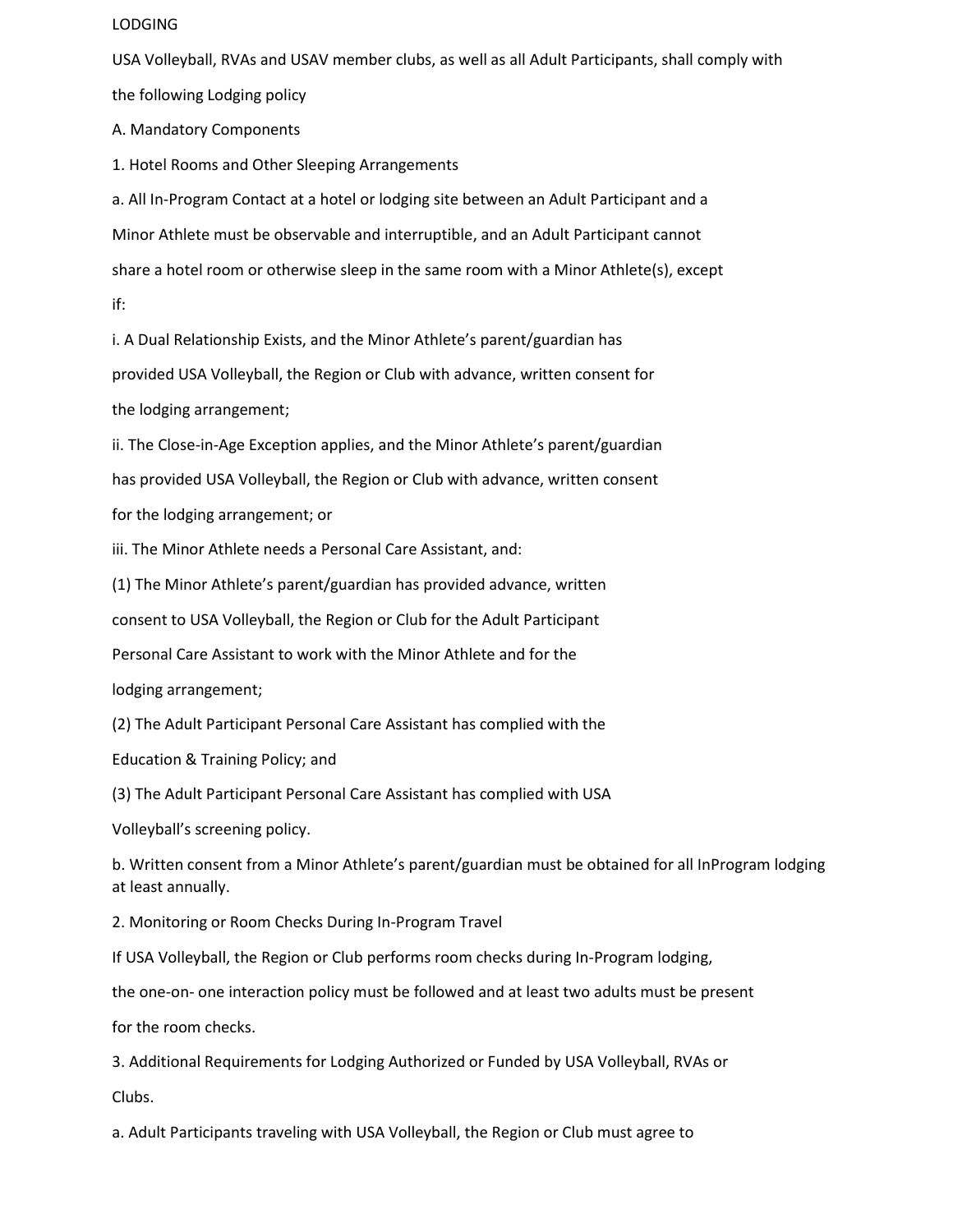LODGING

USA Volleyball, RVAs and USAV member clubs, as well as all Adult Participants, shall comply with the following Lodging policy

A. Mandatory Components

1. Hotel Rooms and Other Sleeping Arrangements

a. All In-Program Contact at a hotel or lodging site between an Adult Participant and a Minor Athlete must be observable and interruptible, and an Adult Participant cannot share a hotel room or otherwise sleep in the same room with a Minor Athlete(s), except if:

i. A Dual Relationship Exists, and the Minor Athlete's parent/guardian has provided USA Volleyball, the Region or Club with advance, written consent for the lodging arrangement;

ii. The Close-in-Age Exception applies, and the Minor Athlete's parent/guardian has provided USA Volleyball, the Region or Club with advance, written consent for the lodging arrangement; or

iii. The Minor Athlete needs a Personal Care Assistant, and:

(1) The Minor Athlete's parent/guardian has provided advance, written consent to USA Volleyball, the Region or Club for the Adult Participant Personal Care Assistant to work with the Minor Athlete and for the lodging arrangement;

(2) The Adult Participant Personal Care Assistant has complied with the Education & Training Policy; and

(3) The Adult Participant Personal Care Assistant has complied with USA Volleyball's screening policy.

b. Written consent from a Minor Athlete's parent/guardian must be obtained for all InProgram lodging at least annually.

2. Monitoring or Room Checks During In-Program Travel

If USA Volleyball, the Region or Club performs room checks during In-Program lodging, the one-on- one interaction policy must be followed and at least two adults must be present for the room checks.

3. Additional Requirements for Lodging Authorized or Funded by USA Volleyball, RVAs or Clubs.

a. Adult Participants traveling with USA Volleyball, the Region or Club must agree to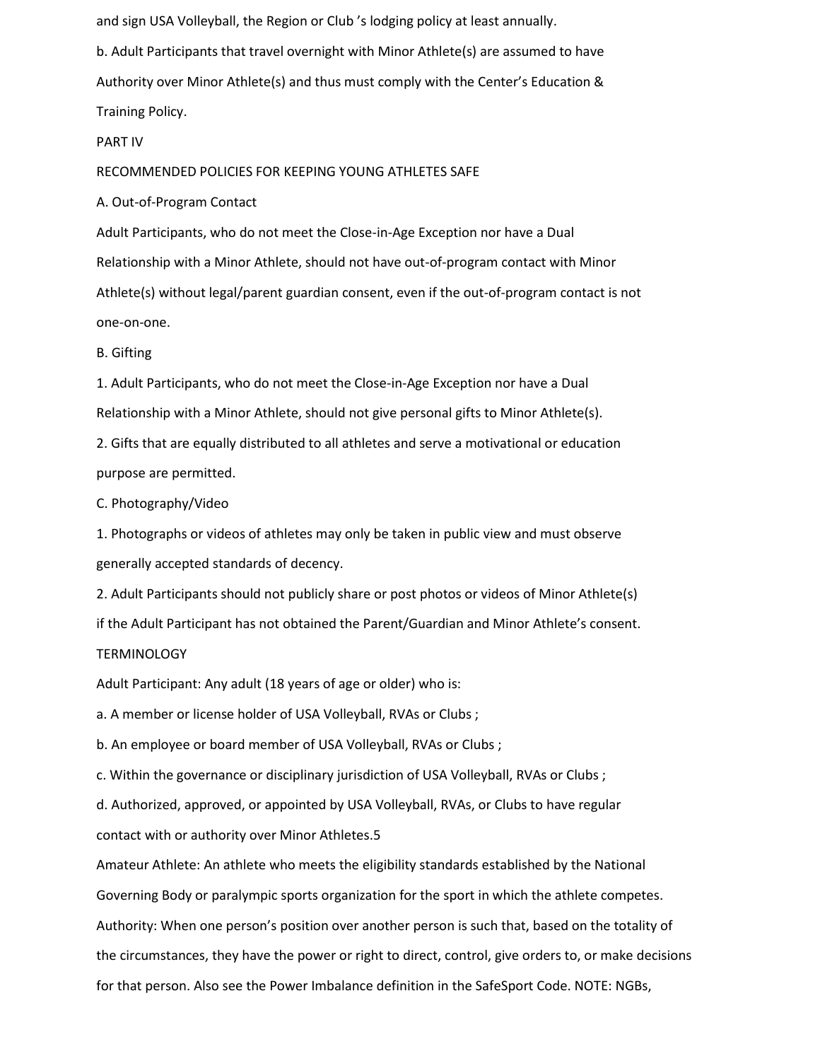and sign USA Volleyball, the Region or Club 's lodging policy at least annually.

b. Adult Participants that travel overnight with Minor Athlete(s) are assumed to have Authority over Minor Athlete(s) and thus must comply with the Center's Education & Training Policy.

## PART IV

## RECOMMENDED POLICIES FOR KEEPING YOUNG ATHLETES SAFE

### A. Out-of-Program Contact

Adult Participants, who do not meet the Close-in-Age Exception nor have a Dual Relationship with a Minor Athlete, should not have out-of-program contact with Minor Athlete(s) without legal/parent guardian consent, even if the out-of-program contact is not one-on-one.

### B. Gifting

1. Adult Participants, who do not meet the Close-in-Age Exception nor have a Dual Relationship with a Minor Athlete, should not give personal gifts to Minor Athlete(s).
2. Gifts that are equally distributed to all athletes and serve a motivational or education purpose are permitted.

### C. Photography/Video

1. Photographs or videos of athletes may only be taken in public view and must observe generally accepted standards of decency.
2. Adult Participants should not publicly share or post photos or videos of Minor Athlete(s) if the Adult Participant has not obtained the Parent/Guardian and Minor Athlete's consent.

## TERMINOLOGY

Adult Participant: Any adult (18 years of age or older) who is:

a. A member or license holder of USA Volleyball, RVAs or Clubs ;

b. An employee or board member of USA Volleyball, RVAs or Clubs ;

c. Within the governance or disciplinary jurisdiction of USA Volleyball, RVAs or Clubs ;

d. Authorized, approved, or appointed by USA Volleyball, RVAs, or Clubs to have regular contact with or authority over Minor Athletes.5

Amateur Athlete: An athlete who meets the eligibility standards established by the National Governing Body or paralympic sports organization for the sport in which the athlete competes.

Authority: When one person's position over another person is such that, based on the totality of the circumstances, they have the power or right to direct, control, give orders to, or make decisions for that person. Also see the Power Imbalance definition in the SafeSport Code. NOTE: NGBs,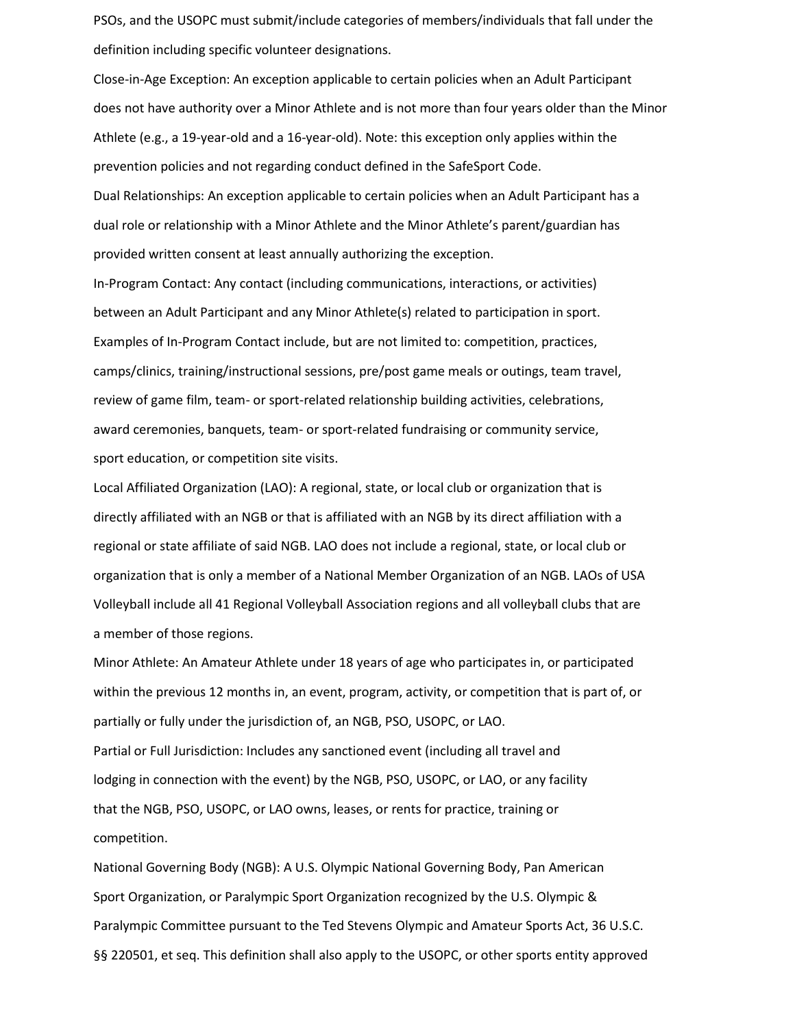PSOs, and the USOPC must submit/include categories of members/individuals that fall under the definition including specific volunteer designations.

Close-in-Age Exception: An exception applicable to certain policies when an Adult Participant does not have authority over a Minor Athlete and is not more than four years older than the Minor Athlete (e.g., a 19-year-old and a 16-year-old). Note: this exception only applies within the prevention policies and not regarding conduct defined in the SafeSport Code.

Dual Relationships: An exception applicable to certain policies when an Adult Participant has a dual role or relationship with a Minor Athlete and the Minor Athlete's parent/guardian has provided written consent at least annually authorizing the exception.

In-Program Contact: Any contact (including communications, interactions, or activities) between an Adult Participant and any Minor Athlete(s) related to participation in sport. Examples of In-Program Contact include, but are not limited to: competition, practices, camps/clinics, training/instructional sessions, pre/post game meals or outings, team travel, review of game film, team- or sport-related relationship building activities, celebrations, award ceremonies, banquets, team- or sport-related fundraising or community service, sport education, or competition site visits.

Local Affiliated Organization (LAO): A regional, state, or local club or organization that is directly affiliated with an NGB or that is affiliated with an NGB by its direct affiliation with a regional or state affiliate of said NGB. LAO does not include a regional, state, or local club or organization that is only a member of a National Member Organization of an NGB. LAOs of USA Volleyball include all 41 Regional Volleyball Association regions and all volleyball clubs that are a member of those regions.

Minor Athlete: An Amateur Athlete under 18 years of age who participates in, or participated within the previous 12 months in, an event, program, activity, or competition that is part of, or partially or fully under the jurisdiction of, an NGB, PSO, USOPC, or LAO.

Partial or Full Jurisdiction: Includes any sanctioned event (including all travel and lodging in connection with the event) by the NGB, PSO, USOPC, or LAO, or any facility that the NGB, PSO, USOPC, or LAO owns, leases, or rents for practice, training or competition.

National Governing Body (NGB): A U.S. Olympic National Governing Body, Pan American Sport Organization, or Paralympic Sport Organization recognized by the U.S. Olympic & Paralympic Committee pursuant to the Ted Stevens Olympic and Amateur Sports Act, 36 U.S.C. §§ 220501, et seq. This definition shall also apply to the USOPC, or other sports entity approved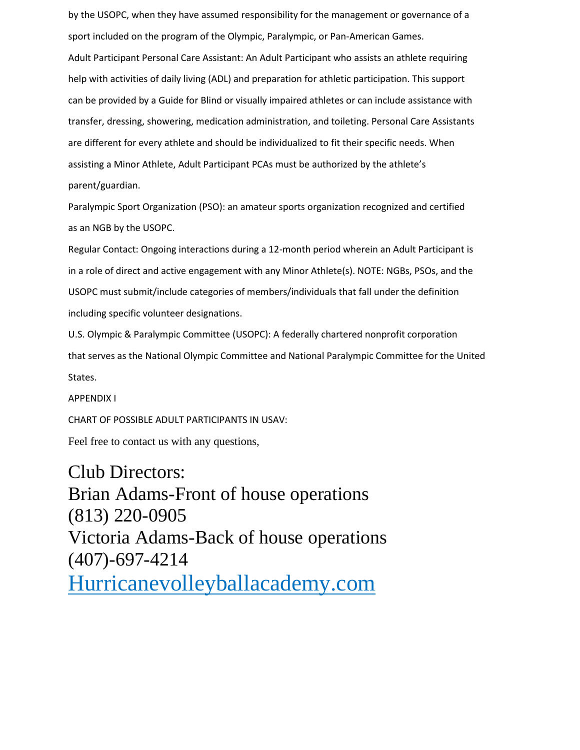by the USOPC, when they have assumed responsibility for the management or governance of a sport included on the program of the Olympic, Paralympic, or Pan-American Games.

Adult Participant Personal Care Assistant: An Adult Participant who assists an athlete requiring help with activities of daily living (ADL) and preparation for athletic participation. This support can be provided by a Guide for Blind or visually impaired athletes or can include assistance with transfer, dressing, showering, medication administration, and toileting. Personal Care Assistants are different for every athlete and should be individualized to fit their specific needs. When assisting a Minor Athlete, Adult Participant PCAs must be authorized by the athlete's parent/guardian.

Paralympic Sport Organization (PSO): an amateur sports organization recognized and certified as an NGB by the USOPC.

Regular Contact: Ongoing interactions during a 12-month period wherein an Adult Participant is in a role of direct and active engagement with any Minor Athlete(s). NOTE: NGBs, PSOs, and the USOPC must submit/include categories of members/individuals that fall under the definition including specific volunteer designations.

U.S. Olympic & Paralympic Committee (USOPC): A federally chartered nonprofit corporation that serves as the National Olympic Committee and National Paralympic Committee for the United States.

APPENDIX I

CHART OF POSSIBLE ADULT PARTICIPANTS IN USAV:

Feel free to contact us with any questions,

Club Directors:
Brian Adams-Front of house operations
(813) 220-0905
Victoria Adams-Back of house operations
(407)-697-4214
[Hurricanevolleyballacademy.com](Hurricanevolleyballacademy.com)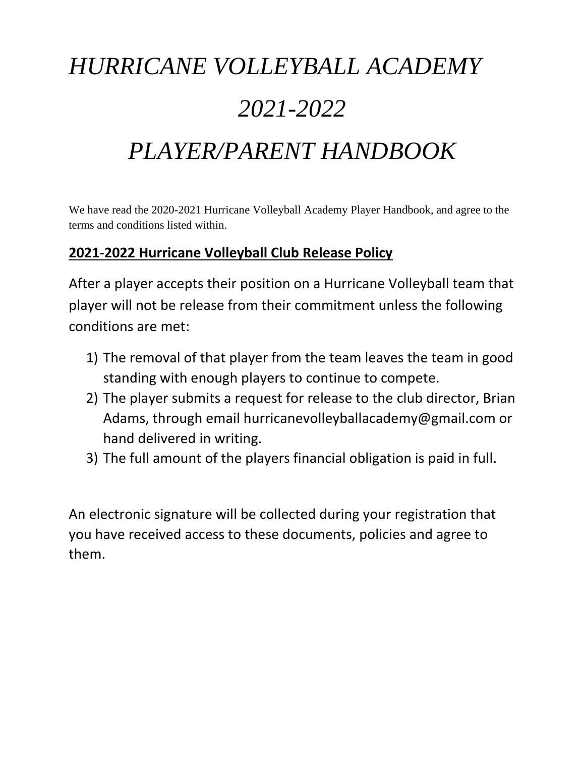# *HURRICANE VOLLEYBALL ACADEMY*

# *2021-2022*

# *PLAYER/PARENT HANDBOOK*

We have read the 2020-2021 Hurricane Volleyball Academy Player Handbook, and agree to the terms and conditions listed within.

## **2021-2022 Hurricane Volleyball Club Release Policy**

After a player accepts their position on a Hurricane Volleyball team that player will not be release from their commitment unless the following conditions are met:

1) The removal of that player from the team leaves the team in good standing with enough players to continue to compete.
2) The player submits a request for release to the club director, Brian Adams, through email hurricanevolleyballacademy@gmail.com or hand delivered in writing.
3) The full amount of the players financial obligation is paid in full.

An electronic signature will be collected during your registration that you have received access to these documents, policies and agree to them.